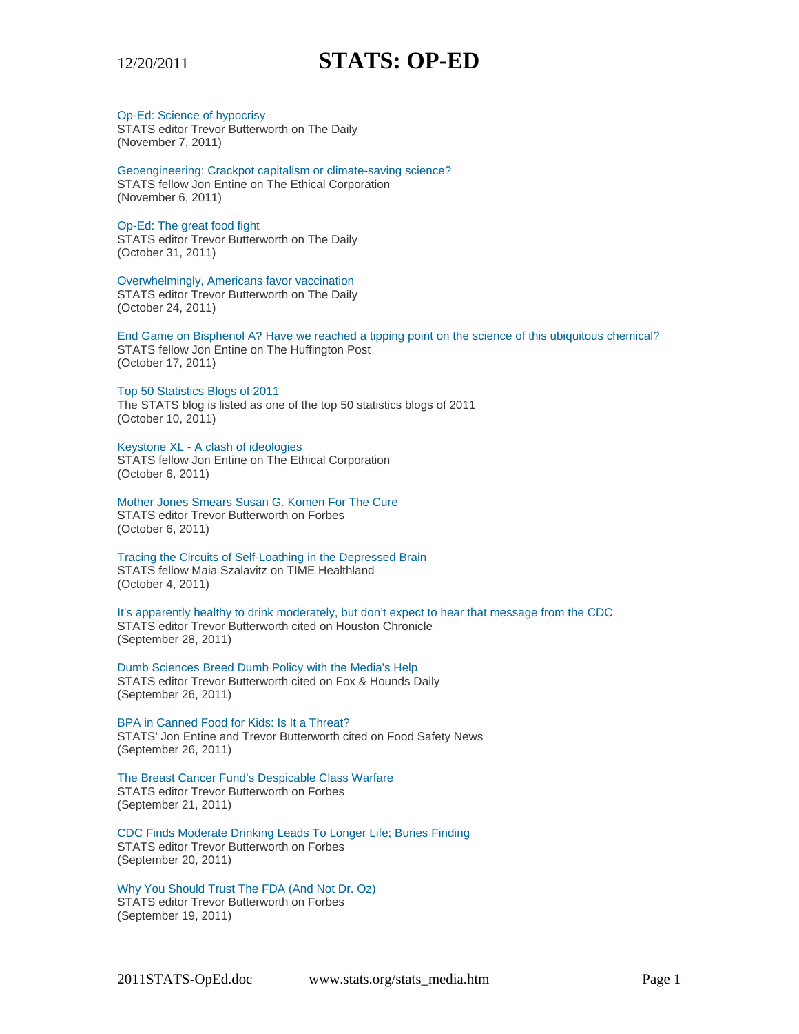# STATS: OP-ED

12/20/2011

Op-Ed: Science of hypocrisy
STATS editor Trevor Butterworth on The Daily
(November 7, 2011)

Geoengineering: Crackpot capitalism or climate-saving science?
STATS fellow Jon Entine on The Ethical Corporation
(November 6, 2011)

Op-Ed: The great food fight
STATS editor Trevor Butterworth on The Daily
(October 31, 2011)

Overwhelmingly, Americans favor vaccination
STATS editor Trevor Butterworth on The Daily
(October 24, 2011)

End Game on Bisphenol A? Have we reached a tipping point on the science of this ubiquitous chemical?
STATS fellow Jon Entine on The Huffington Post
(October 17, 2011)

Top 50 Statistics Blogs of 2011
The STATS blog is listed as one of the top 50 statistics blogs of 2011
(October 10, 2011)

Keystone XL - A clash of ideologies
STATS fellow Jon Entine on The Ethical Corporation
(October 6, 2011)

Mother Jones Smears Susan G. Komen For The Cure
STATS editor Trevor Butterworth on Forbes
(October 6, 2011)

Tracing the Circuits of Self-Loathing in the Depressed Brain
STATS fellow Maia Szalavitz on TIME Healthland
(October 4, 2011)

It's apparently healthy to drink moderately, but don't expect to hear that message from the CDC
STATS editor Trevor Butterworth cited on Houston Chronicle
(September 28, 2011)

Dumb Sciences Breed Dumb Policy with the Media's Help
STATS editor Trevor Butterworth cited on Fox & Hounds Daily
(September 26, 2011)

BPA in Canned Food for Kids: Is It a Threat?
STATS' Jon Entine and Trevor Butterworth cited on Food Safety News
(September 26, 2011)

The Breast Cancer Fund's Despicable Class Warfare
STATS editor Trevor Butterworth on Forbes
(September 21, 2011)

CDC Finds Moderate Drinking Leads To Longer Life; Buries Finding
STATS editor Trevor Butterworth on Forbes
(September 20, 2011)

Why You Should Trust The FDA (And Not Dr. Oz)
STATS editor Trevor Butterworth on Forbes
(September 19, 2011)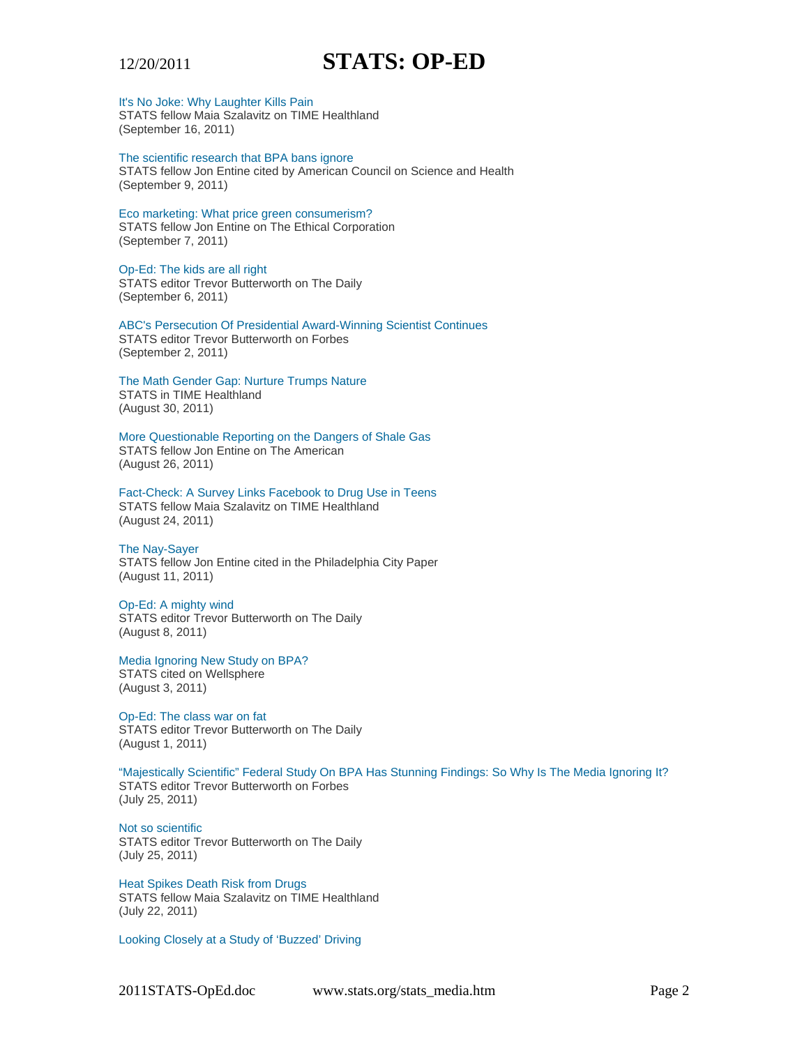It's No Joke: Why Laughter Kills Pain
STATS fellow Maia Szalavitz on TIME Healthland
(September 16, 2011)

The scientific research that BPA bans ignore
STATS fellow Jon Entine cited by American Council on Science and Health
(September 9, 2011)

Eco marketing: What price green consumerism?
STATS fellow Jon Entine on The Ethical Corporation
(September 7, 2011)

Op-Ed: The kids are all right
STATS editor Trevor Butterworth on The Daily
(September 6, 2011)

ABC's Persecution Of Presidential Award-Winning Scientist Continues
STATS editor Trevor Butterworth on Forbes
(September 2, 2011)

The Math Gender Gap: Nurture Trumps Nature
STATS in TIME Healthland
(August 30, 2011)

More Questionable Reporting on the Dangers of Shale Gas
STATS fellow Jon Entine on The American
(August 26, 2011)

Fact-Check: A Survey Links Facebook to Drug Use in Teens
STATS fellow Maia Szalavitz on TIME Healthland
(August 24, 2011)

The Nay-Sayer
STATS fellow Jon Entine cited in the Philadelphia City Paper
(August 11, 2011)

Op-Ed: A mighty wind
STATS editor Trevor Butterworth on The Daily
(August 8, 2011)

Media Ignoring New Study on BPA?
STATS cited on Wellsphere
(August 3, 2011)

Op-Ed: The class war on fat
STATS editor Trevor Butterworth on The Daily
(August 1, 2011)

"Majestically Scientific" Federal Study On BPA Has Stunning Findings: So Why Is The Media Ignoring It?
STATS editor Trevor Butterworth on Forbes
(July 25, 2011)

Not so scientific
STATS editor Trevor Butterworth on The Daily
(July 25, 2011)

Heat Spikes Death Risk from Drugs
STATS fellow Maia Szalavitz on TIME Healthland
(July 22, 2011)

Looking Closely at a Study of 'Buzzed' Driving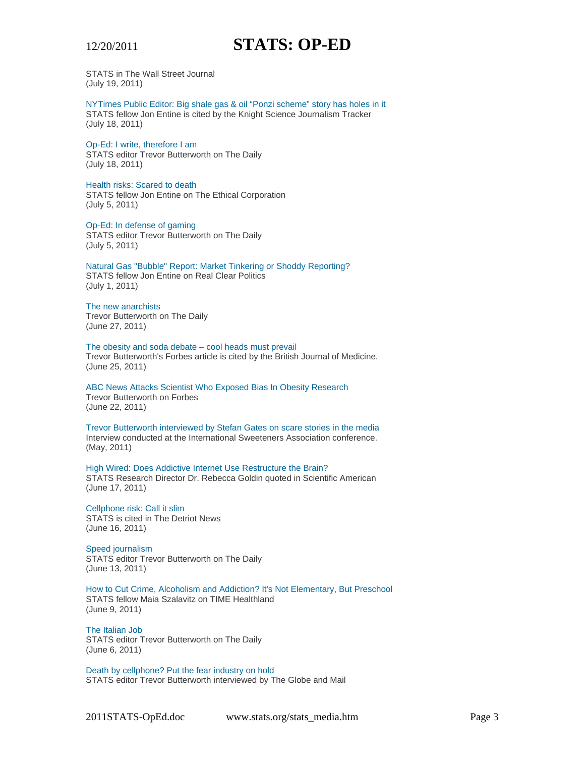STATS in The Wall Street Journal
(July 19, 2011)

NYTimes Public Editor: Big shale gas & oil “Ponzi scheme” story has holes in it
STATS fellow Jon Entine is cited by the Knight Science Journalism Tracker
(July 18, 2011)

Op-Ed: I write, therefore I am
STATS editor Trevor Butterworth on The Daily
(July 18, 2011)

Health risks: Scared to death
STATS fellow Jon Entine on The Ethical Corporation
(July 5, 2011)

Op-Ed: In defense of gaming
STATS editor Trevor Butterworth on The Daily
(July 5, 2011)

Natural Gas "Bubble" Report: Market Tinkering or Shoddy Reporting?
STATS fellow Jon Entine on Real Clear Politics
(July 1, 2011)

The new anarchists
Trevor Butterworth on The Daily
(June 27, 2011)

The obesity and soda debate – cool heads must prevail
Trevor Butterworth's Forbes article is cited by the British Journal of Medicine.
(June 25, 2011)

ABC News Attacks Scientist Who Exposed Bias In Obesity Research
Trevor Butterworth on Forbes
(June 22, 2011)

Trevor Butterworth interviewed by Stefan Gates on scare stories in the media
Interview conducted at the International Sweeteners Association conference.
(May, 2011)

High Wired: Does Addictive Internet Use Restructure the Brain?
STATS Research Director Dr. Rebecca Goldin quoted in Scientific American
(June 17, 2011)

Cellphone risk: Call it slim
STATS is cited in The Detriot News
(June 16, 2011)

Speed journalism
STATS editor Trevor Butterworth on The Daily
(June 13, 2011)

How to Cut Crime, Alcoholism and Addiction? It's Not Elementary, But Preschool
STATS fellow Maia Szalavitz on TIME Healthland
(June 9, 2011)

The Italian Job
STATS editor Trevor Butterworth on The Daily
(June 6, 2011)

Death by cellphone? Put the fear industry on hold
STATS editor Trevor Butterworth interviewed by The Globe and Mail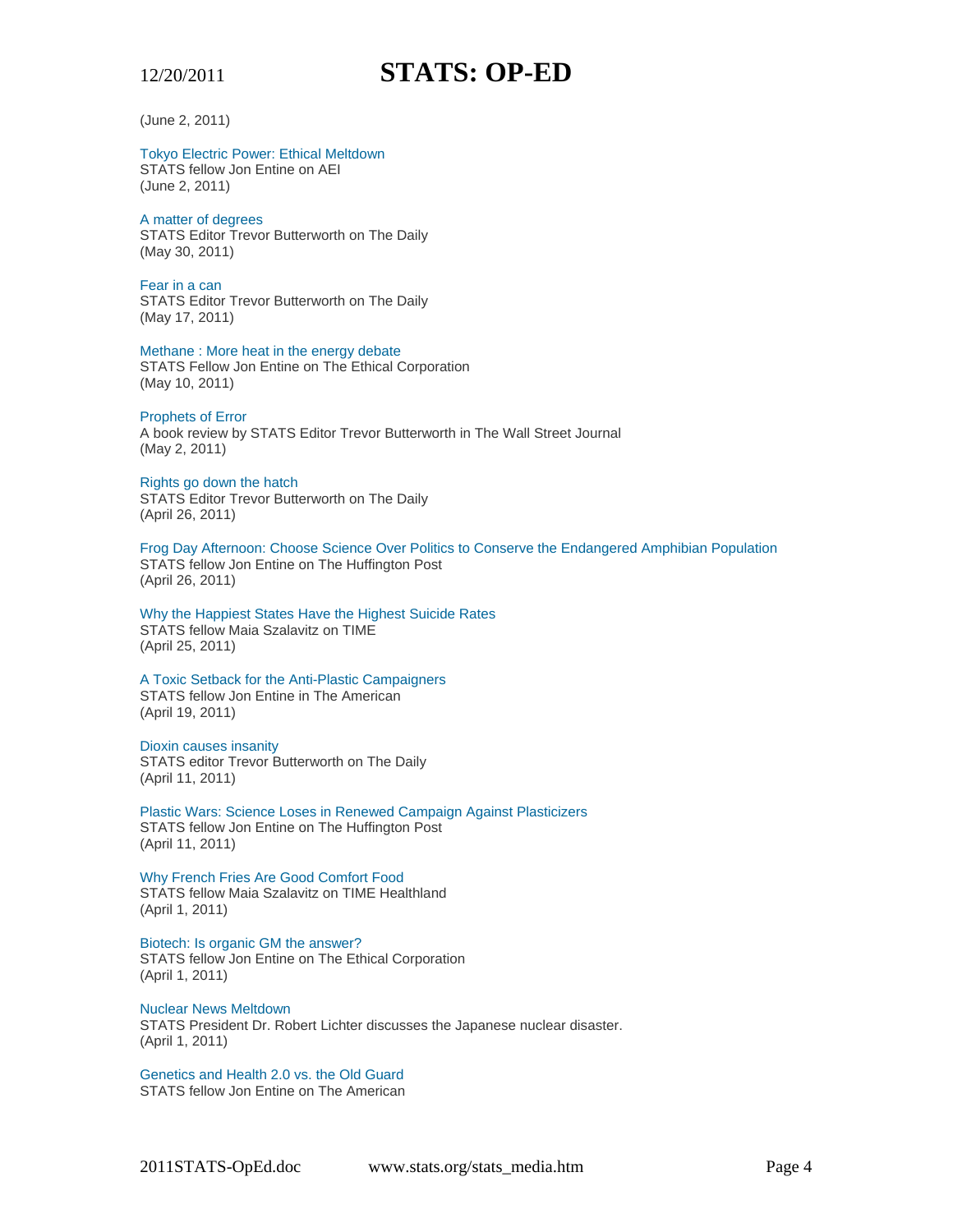(June 2, 2011)

Tokyo Electric Power: Ethical Meltdown
STATS fellow Jon Entine on AEI
(June 2, 2011)

A matter of degrees
STATS Editor Trevor Butterworth on The Daily
(May 30, 2011)

Fear in a can
STATS Editor Trevor Butterworth on The Daily
(May 17, 2011)

Methane : More heat in the energy debate
STATS Fellow Jon Entine on The Ethical Corporation
(May 10, 2011)

Prophets of Error
A book review by STATS Editor Trevor Butterworth in The Wall Street Journal
(May 2, 2011)

Rights go down the hatch
STATS Editor Trevor Butterworth on The Daily
(April 26, 2011)

Frog Day Afternoon: Choose Science Over Politics to Conserve the Endangered Amphibian Population
STATS fellow Jon Entine on The Huffington Post
(April 26, 2011)

Why the Happiest States Have the Highest Suicide Rates
STATS fellow Maia Szalavitz on TIME
(April 25, 2011)

A Toxic Setback for the Anti-Plastic Campaigners
STATS fellow Jon Entine in The American
(April 19, 2011)

Dioxin causes insanity
STATS editor Trevor Butterworth on The Daily
(April 11, 2011)

Plastic Wars: Science Loses in Renewed Campaign Against Plasticizers
STATS fellow Jon Entine on The Huffington Post
(April 11, 2011)

Why French Fries Are Good Comfort Food
STATS fellow Maia Szalavitz on TIME Healthland
(April 1, 2011)

Biotech: Is organic GM the answer?
STATS fellow Jon Entine on The Ethical Corporation
(April 1, 2011)

Nuclear News Meltdown
STATS President Dr. Robert Lichter discusses the Japanese nuclear disaster.
(April 1, 2011)

Genetics and Health 2.0 vs. the Old Guard
STATS fellow Jon Entine on The American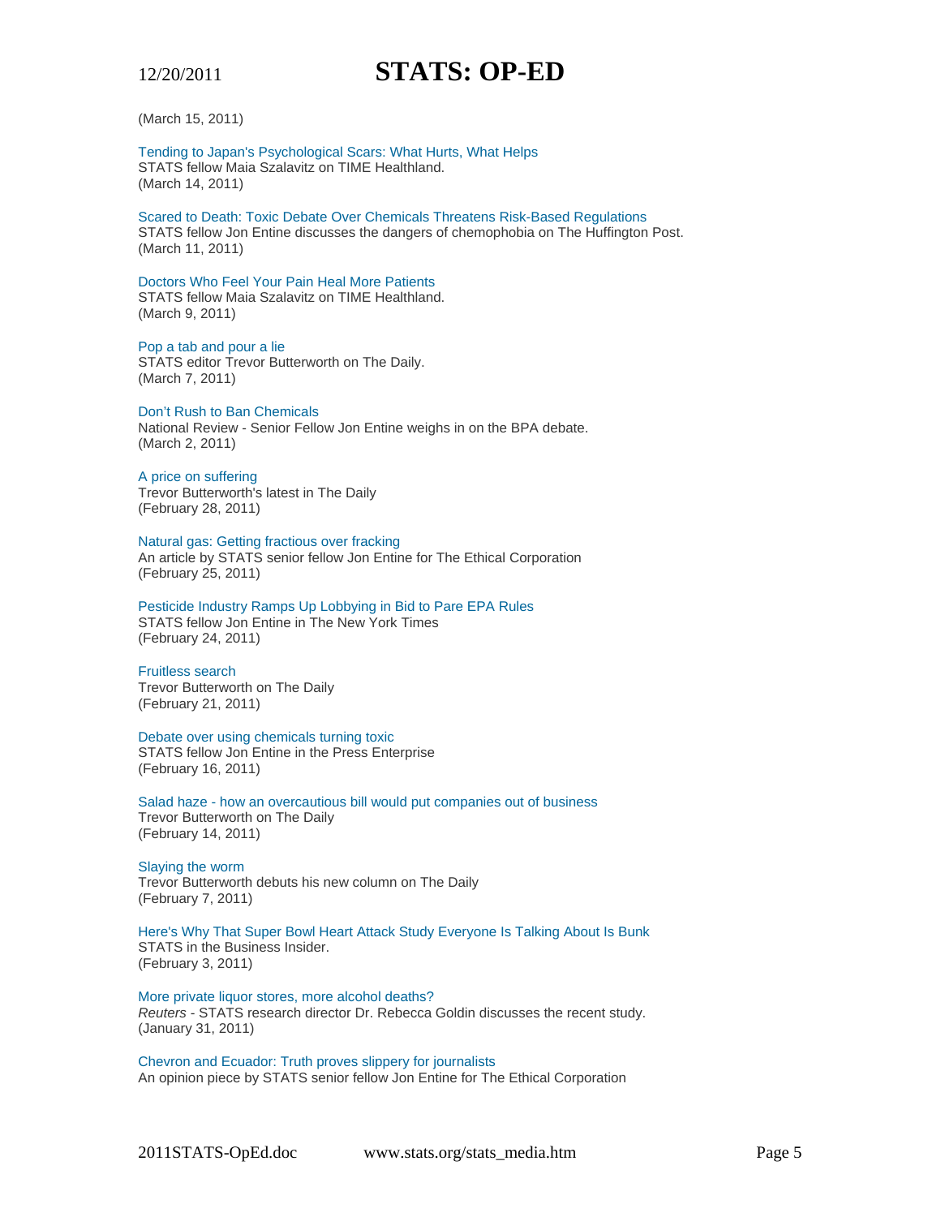(March 15, 2011)

Tending to Japan's Psychological Scars: What Hurts, What Helps
STATS fellow Maia Szalavitz on TIME Healthland.
(March 14, 2011)

Scared to Death: Toxic Debate Over Chemicals Threatens Risk-Based Regulations
STATS fellow Jon Entine discusses the dangers of chemophobia on The Huffington Post.
(March 11, 2011)

Doctors Who Feel Your Pain Heal More Patients
STATS fellow Maia Szalavitz on TIME Healthland.
(March 9, 2011)

Pop a tab and pour a lie
STATS editor Trevor Butterworth on The Daily.
(March 7, 2011)

Don't Rush to Ban Chemicals
National Review - Senior Fellow Jon Entine weighs in on the BPA debate.
(March 2, 2011)

A price on suffering
Trevor Butterworth's latest in The Daily
(February 28, 2011)

Natural gas: Getting fractious over fracking
An article by STATS senior fellow Jon Entine for The Ethical Corporation
(February 25, 2011)

Pesticide Industry Ramps Up Lobbying in Bid to Pare EPA Rules
STATS fellow Jon Entine in The New York Times
(February 24, 2011)

Fruitless search
Trevor Butterworth on The Daily
(February 21, 2011)

Debate over using chemicals turning toxic
STATS fellow Jon Entine in the Press Enterprise
(February 16, 2011)

Salad haze - how an overcautious bill would put companies out of business
Trevor Butterworth on The Daily
(February 14, 2011)

Slaying the worm
Trevor Butterworth debuts his new column on The Daily
(February 7, 2011)

Here's Why That Super Bowl Heart Attack Study Everyone Is Talking About Is Bunk
STATS in the Business Insider.
(February 3, 2011)

More private liquor stores, more alcohol deaths?
*Reuters* - STATS research director Dr. Rebecca Goldin discusses the recent study.
(January 31, 2011)

Chevron and Ecuador: Truth proves slippery for journalists
An opinion piece by STATS senior fellow Jon Entine for The Ethical Corporation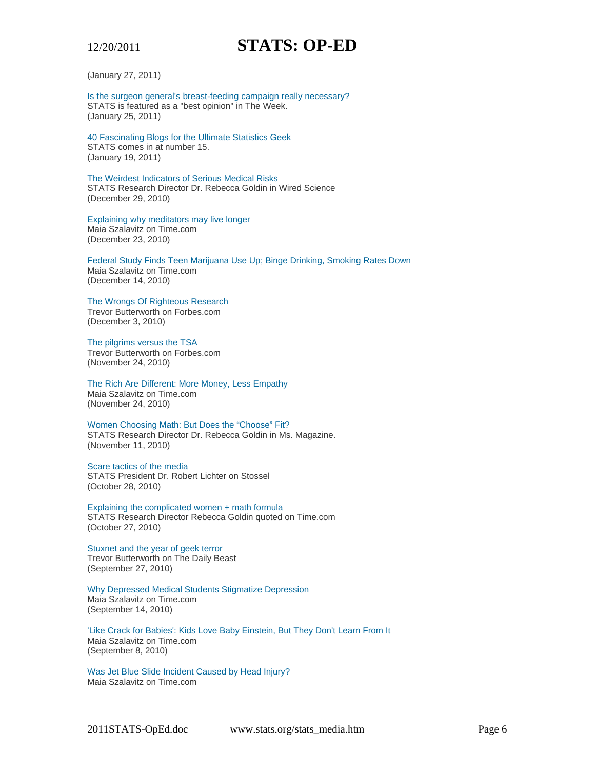(January 27, 2011)

Is the surgeon general's breast-feeding campaign really necessary?
STATS is featured as a "best opinion" in The Week.
(January 25, 2011)

40 Fascinating Blogs for the Ultimate Statistics Geek
STATS comes in at number 15.
(January 19, 2011)

The Weirdest Indicators of Serious Medical Risks
STATS Research Director Dr. Rebecca Goldin in Wired Science
(December 29, 2010)

Explaining why meditators may live longer
Maia Szalavitz on Time.com
(December 23, 2010)

Federal Study Finds Teen Marijuana Use Up; Binge Drinking, Smoking Rates Down
Maia Szalavitz on Time.com
(December 14, 2010)

The Wrongs Of Righteous Research
Trevor Butterworth on Forbes.com
(December 3, 2010)

The pilgrims versus the TSA
Trevor Butterworth on Forbes.com
(November 24, 2010)

The Rich Are Different: More Money, Less Empathy
Maia Szalavitz on Time.com
(November 24, 2010)

Women Choosing Math: But Does the "Choose" Fit?
STATS Research Director Dr. Rebecca Goldin in Ms. Magazine.
(November 11, 2010)

Scare tactics of the media
STATS President Dr. Robert Lichter on Stossel
(October 28, 2010)

Explaining the complicated women + math formula
STATS Research Director Rebecca Goldin quoted on Time.com
(October 27, 2010)

Stuxnet and the year of geek terror
Trevor Butterworth on The Daily Beast
(September 27, 2010)

Why Depressed Medical Students Stigmatize Depression
Maia Szalavitz on Time.com
(September 14, 2010)

'Like Crack for Babies': Kids Love Baby Einstein, But They Don't Learn From It
Maia Szalavitz on Time.com
(September 8, 2010)

Was Jet Blue Slide Incident Caused by Head Injury?
Maia Szalavitz on Time.com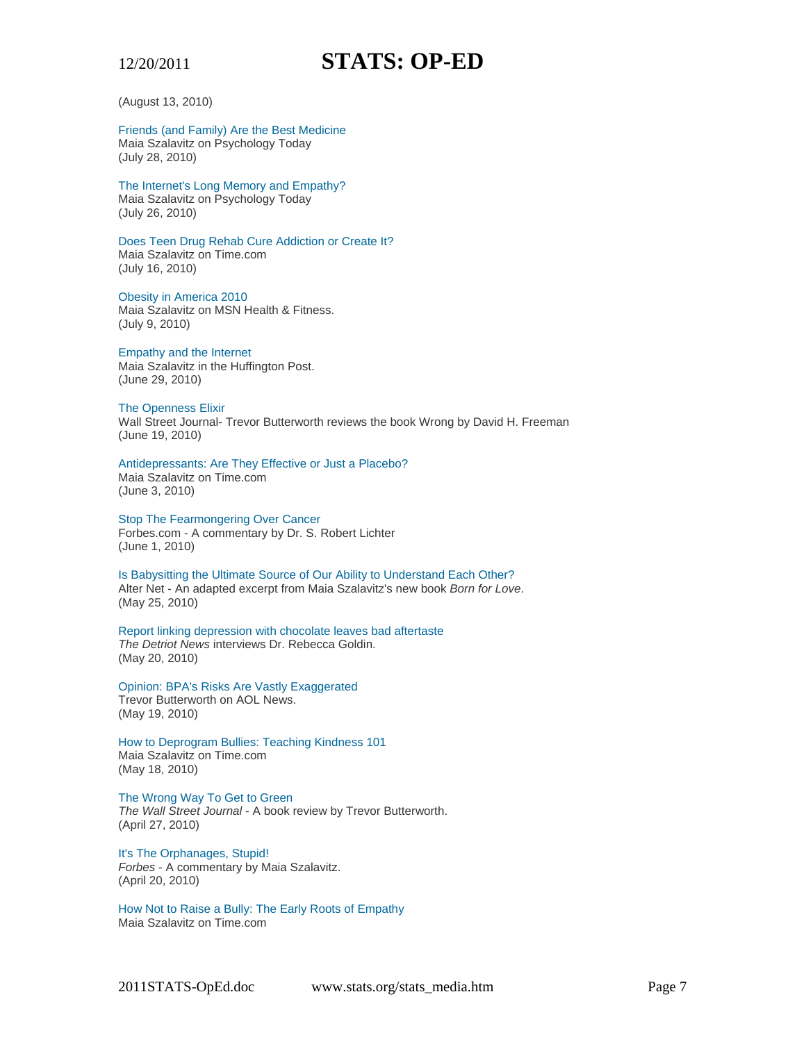(August 13, 2010)

Friends (and Family) Are the Best Medicine
Maia Szalavitz on Psychology Today
(July 28, 2010)

The Internet's Long Memory and Empathy?
Maia Szalavitz on Psychology Today
(July 26, 2010)

Does Teen Drug Rehab Cure Addiction or Create It?
Maia Szalavitz on Time.com
(July 16, 2010)

Obesity in America 2010
Maia Szalavitz on MSN Health & Fitness.
(July 9, 2010)

Empathy and the Internet
Maia Szalavitz in the Huffington Post.
(June 29, 2010)

The Openness Elixir
Wall Street Journal- Trevor Butterworth reviews the book Wrong by David H. Freeman
(June 19, 2010)

Antidepressants: Are They Effective or Just a Placebo?
Maia Szalavitz on Time.com
(June 3, 2010)

Stop The Fearmongering Over Cancer
Forbes.com - A commentary by Dr. S. Robert Lichter
(June 1, 2010)

Is Babysitting the Ultimate Source of Our Ability to Understand Each Other?
Alter Net - An adapted excerpt from Maia Szalavitz's new book *Born for Love*.
(May 25, 2010)

Report linking depression with chocolate leaves bad aftertaste
*The Detriot News* interviews Dr. Rebecca Goldin.
(May 20, 2010)

Opinion: BPA's Risks Are Vastly Exaggerated
Trevor Butterworth on AOL News.
(May 19, 2010)

How to Deprogram Bullies: Teaching Kindness 101
Maia Szalavitz on Time.com
(May 18, 2010)

The Wrong Way To Get to Green
*The Wall Street Journal* - A book review by Trevor Butterworth.
(April 27, 2010)

It's The Orphanages, Stupid!
*Forbes* - A commentary by Maia Szalavitz.
(April 20, 2010)

How Not to Raise a Bully: The Early Roots of Empathy
Maia Szalavitz on Time.com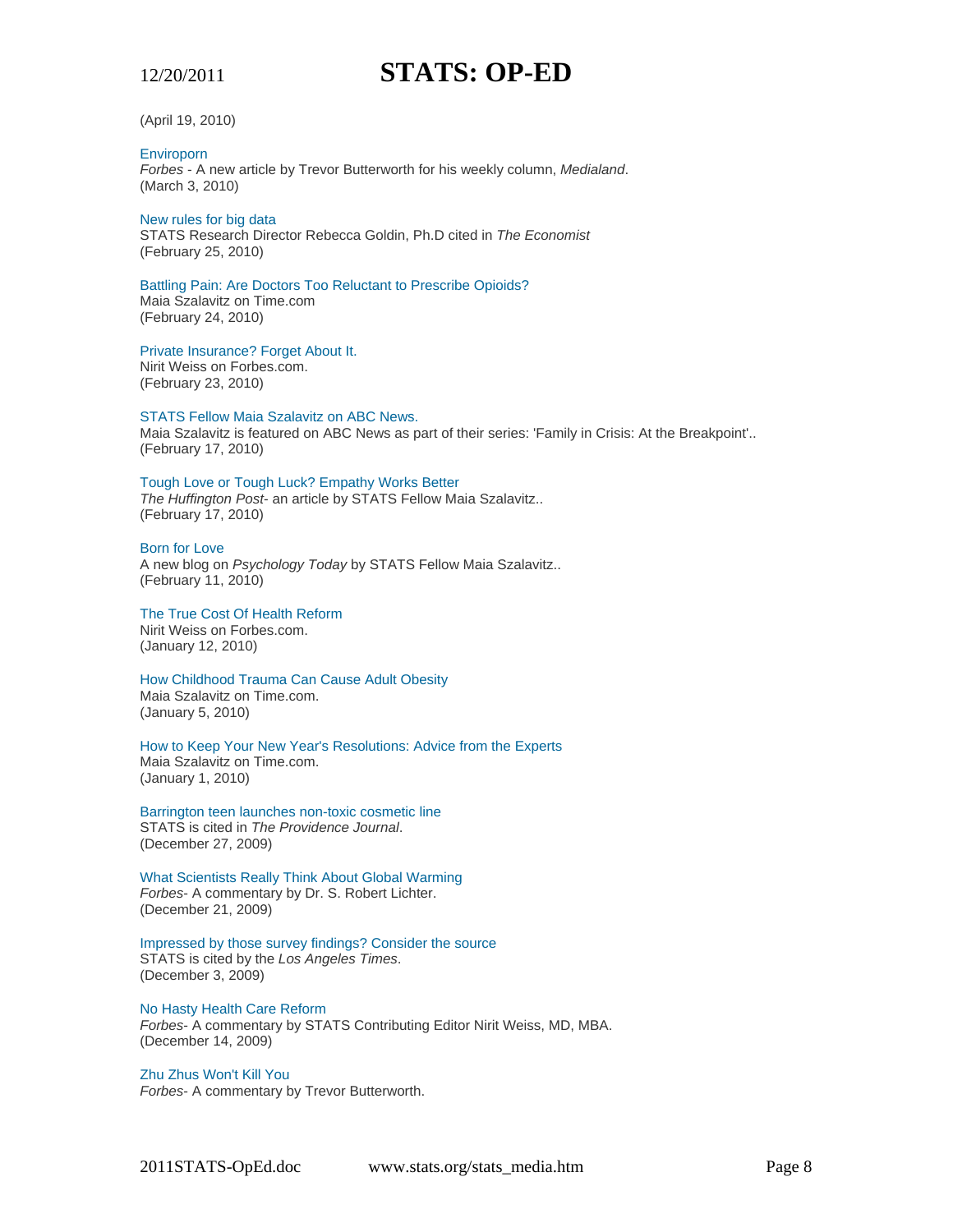(April 19, 2010)

Enviroporn
*Forbes* - A new article by Trevor Butterworth for his weekly column, *Medialand*.
(March 3, 2010)

New rules for big data
STATS Research Director Rebecca Goldin, Ph.D cited in *The Economist*
(February 25, 2010)

Battling Pain: Are Doctors Too Reluctant to Prescribe Opioids?
Maia Szalavitz on Time.com
(February 24, 2010)

Private Insurance? Forget About It.
Nirit Weiss on Forbes.com.
(February 23, 2010)

STATS Fellow Maia Szalavitz on ABC News.
Maia Szalavitz is featured on ABC News as part of their series: 'Family in Crisis: At the Breakpoint'..
(February 17, 2010)

Tough Love or Tough Luck? Empathy Works Better
*The Huffington Post*- an article by STATS Fellow Maia Szalavitz..
(February 17, 2010)

Born for Love
A new blog on *Psychology Today* by STATS Fellow Maia Szalavitz..
(February 11, 2010)

The True Cost Of Health Reform
Nirit Weiss on Forbes.com.
(January 12, 2010)

How Childhood Trauma Can Cause Adult Obesity
Maia Szalavitz on Time.com.
(January 5, 2010)

How to Keep Your New Year's Resolutions: Advice from the Experts
Maia Szalavitz on Time.com.
(January 1, 2010)

Barrington teen launches non-toxic cosmetic line
STATS is cited in *The Providence Journal*.
(December 27, 2009)

What Scientists Really Think About Global Warming
*Forbes*- A commentary by Dr. S. Robert Lichter.
(December 21, 2009)

Impressed by those survey findings? Consider the source
STATS is cited by the *Los Angeles Times*.
(December 3, 2009)

No Hasty Health Care Reform
*Forbes*- A commentary by STATS Contributing Editor Nirit Weiss, MD, MBA.
(December 14, 2009)

Zhu Zhus Won't Kill You
*Forbes*- A commentary by Trevor Butterworth.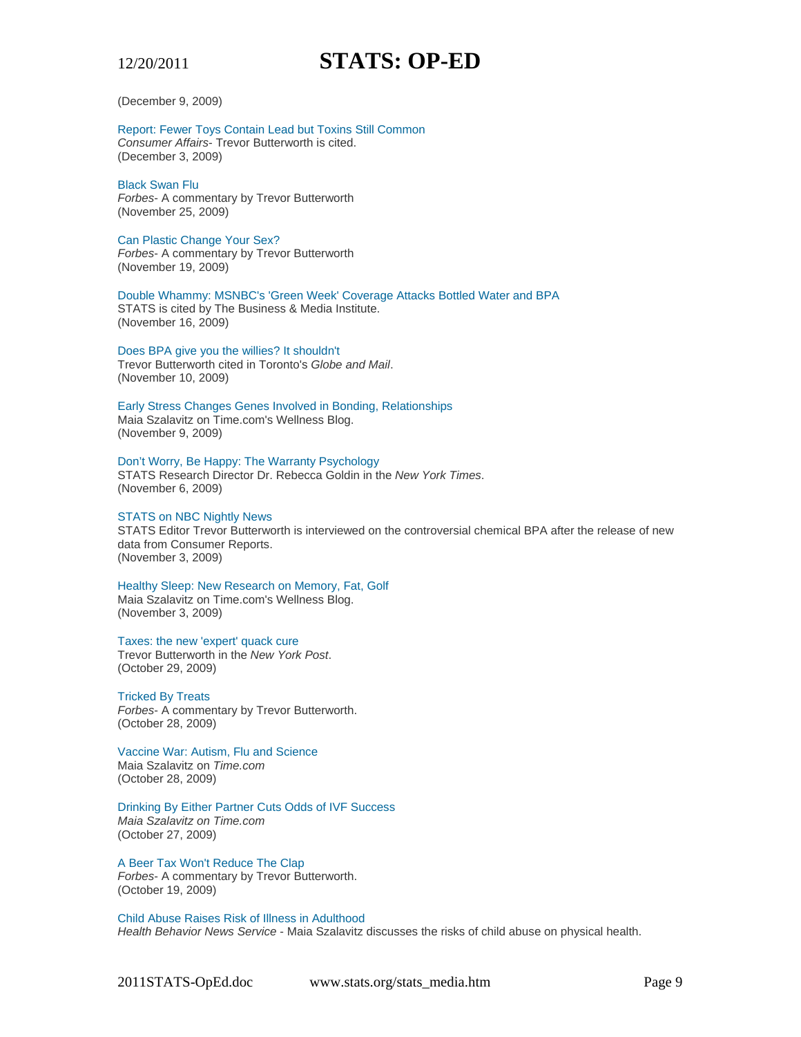(December 9, 2009)

Report: Fewer Toys Contain Lead but Toxins Still Common
*Consumer Affairs*- Trevor Butterworth is cited.
(December 3, 2009)

Black Swan Flu
*Forbes*- A commentary by Trevor Butterworth
(November 25, 2009)

Can Plastic Change Your Sex?
*Forbes*- A commentary by Trevor Butterworth
(November 19, 2009)

Double Whammy: MSNBC's 'Green Week' Coverage Attacks Bottled Water and BPA
STATS is cited by The Business & Media Institute.
(November 16, 2009)

Does BPA give you the willies? It shouldn't
Trevor Butterworth cited in Toronto's *Globe and Mail*.
(November 10, 2009)

Early Stress Changes Genes Involved in Bonding, Relationships
Maia Szalavitz on Time.com's Wellness Blog.
(November 9, 2009)

Don't Worry, Be Happy: The Warranty Psychology
STATS Research Director Dr. Rebecca Goldin in the *New York Times*.
(November 6, 2009)

STATS on NBC Nightly News
STATS Editor Trevor Butterworth is interviewed on the controversial chemical BPA after the release of new data from Consumer Reports.
(November 3, 2009)

Healthy Sleep: New Research on Memory, Fat, Golf
Maia Szalavitz on Time.com's Wellness Blog.
(November 3, 2009)

Taxes: the new 'expert' quack cure
Trevor Butterworth in the *New York Post*.
(October 29, 2009)

Tricked By Treats
*Forbes*- A commentary by Trevor Butterworth.
(October 28, 2009)

Vaccine War: Autism, Flu and Science
Maia Szalavitz on *Time.com*
(October 28, 2009)

Drinking By Either Partner Cuts Odds of IVF Success
*Maia Szalavitz on Time.com*
(October 27, 2009)

A Beer Tax Won't Reduce The Clap
*Forbes*- A commentary by Trevor Butterworth.
(October 19, 2009)

Child Abuse Raises Risk of Illness in Adulthood
*Health Behavior News Service* - Maia Szalavitz discusses the risks of child abuse on physical health.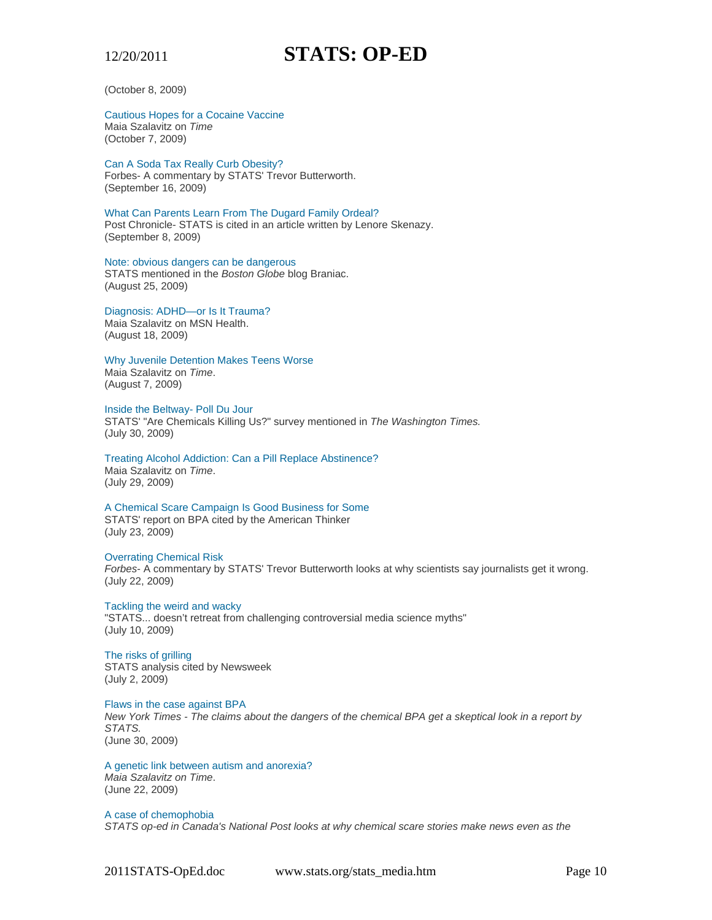(October 8, 2009)

Cautious Hopes for a Cocaine Vaccine
Maia Szalavitz on *Time*
(October 7, 2009)

Can A Soda Tax Really Curb Obesity?
Forbes- A commentary by STATS' Trevor Butterworth.
(September 16, 2009)

What Can Parents Learn From The Dugard Family Ordeal?
Post Chronicle- STATS is cited in an article written by Lenore Skenazy.
(September 8, 2009)

Note: obvious dangers can be dangerous
STATS mentioned in the *Boston Globe* blog Braniac.
(August 25, 2009)

Diagnosis: ADHD—or Is It Trauma?
Maia Szalavitz on MSN Health.
(August 18, 2009)

Why Juvenile Detention Makes Teens Worse
Maia Szalavitz on *Time*.
(August 7, 2009)

Inside the Beltway- Poll Du Jour
STATS' "Are Chemicals Killing Us?" survey mentioned in *The Washington Times.*
(July 30, 2009)

Treating Alcohol Addiction: Can a Pill Replace Abstinence?
Maia Szalavitz on *Time*.
(July 29, 2009)

A Chemical Scare Campaign Is Good Business for Some
STATS' report on BPA cited by the American Thinker
(July 23, 2009)

Overrating Chemical Risk
*Forbes*- A commentary by STATS' Trevor Butterworth looks at why scientists say journalists get it wrong.
(July 22, 2009)

Tackling the weird and wacky
"STATS... doesn't retreat from challenging controversial media science myths"
(July 10, 2009)

The risks of grilling
STATS analysis cited by Newsweek
(July 2, 2009)

Flaws in the case against BPA
*New York Times - The claims about the dangers of the chemical BPA get a skeptical look in a report by STATS.*
(June 30, 2009)

A genetic link between autism and anorexia?
*Maia Szalavitz on Time*.
(June 22, 2009)

A case of chemophobia
*STATS op-ed in Canada's National Post looks at why chemical scare stories make news even as the*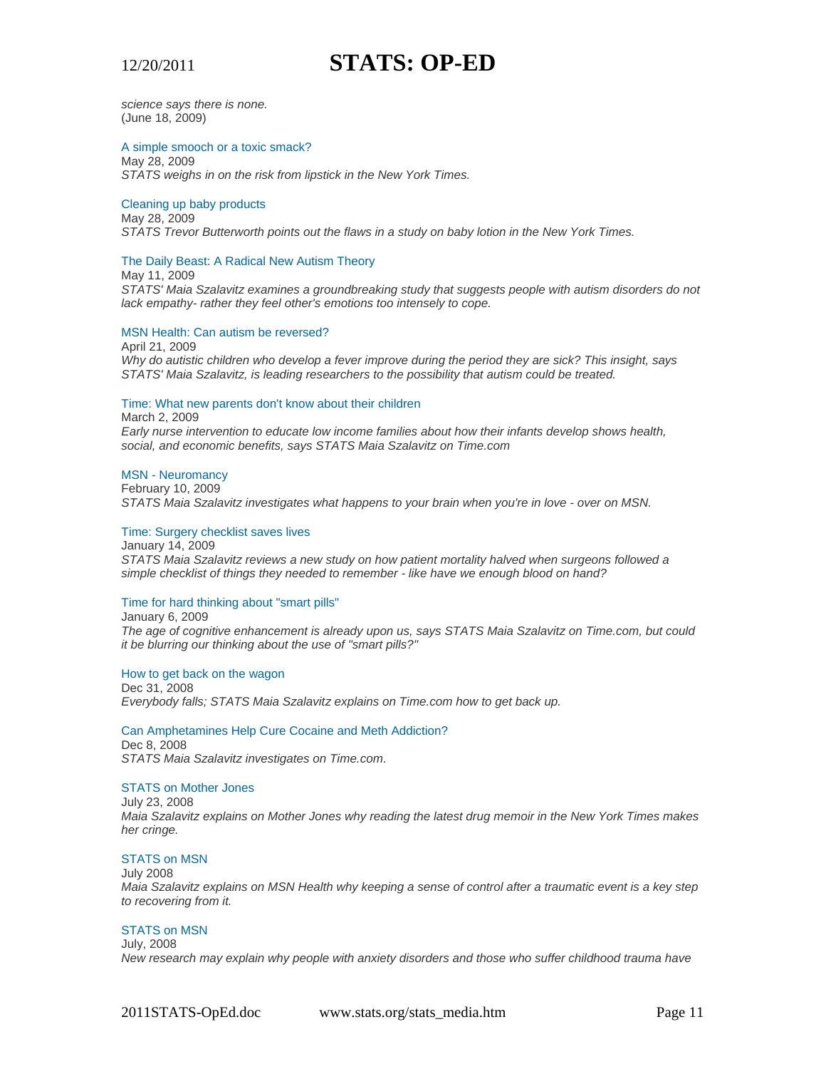*science says there is none.*
(June 18, 2009)

A simple smooch or a toxic smack?
May 28, 2009
*STATS weighs in on the risk from lipstick in the New York Times.*

Cleaning up baby products
May 28, 2009
*STATS Trevor Butterworth points out the flaws in a study on baby lotion in the New York Times.*

The Daily Beast: A Radical New Autism Theory
May 11, 2009
*STATS' Maia Szalavitz examines a groundbreaking study that suggests people with autism disorders do not lack empathy- rather they feel other's emotions too intensely to cope.*

MSN Health: Can autism be reversed?
April 21, 2009
*Why do autistic children who develop a fever improve during the period they are sick? This insight, says STATS' Maia Szalavitz, is leading researchers to the possibility that autism could be treated.*

Time: What new parents don't know about their children
March 2, 2009
*Early nurse intervention to educate low income families about how their infants develop shows health, social, and economic benefits, says STATS Maia Szalavitz on Time.com*

MSN - Neuromancy
February 10, 2009
*STATS Maia Szalavitz investigates what happens to your brain when you're in love - over on MSN.*

Time: Surgery checklist saves lives
January 14, 2009
*STATS Maia Szalavitz reviews a new study on how patient mortality halved when surgeons followed a simple checklist of things they needed to remember - like have we enough blood on hand?*

Time for hard thinking about "smart pills"
January 6, 2009
*The age of cognitive enhancement is already upon us, says STATS Maia Szalavitz on Time.com, but could it be blurring our thinking about the use of "smart pills?"*

How to get back on the wagon
Dec 31, 2008
*Everybody falls; STATS Maia Szalavitz explains on Time.com how to get back up.*

Can Amphetamines Help Cure Cocaine and Meth Addiction?
Dec 8, 2008
*STATS Maia Szalavitz investigates on Time.com.*

STATS on Mother Jones
July 23, 2008
*Maia Szalavitz explains on Mother Jones why reading the latest drug memoir in the New York Times makes her cringe.*

STATS on MSN
July 2008
*Maia Szalavitz explains on MSN Health why keeping a sense of control after a traumatic event is a key step to recovering from it.*

STATS on MSN
July, 2008
*New research may explain why people with anxiety disorders and those who suffer childhood trauma have*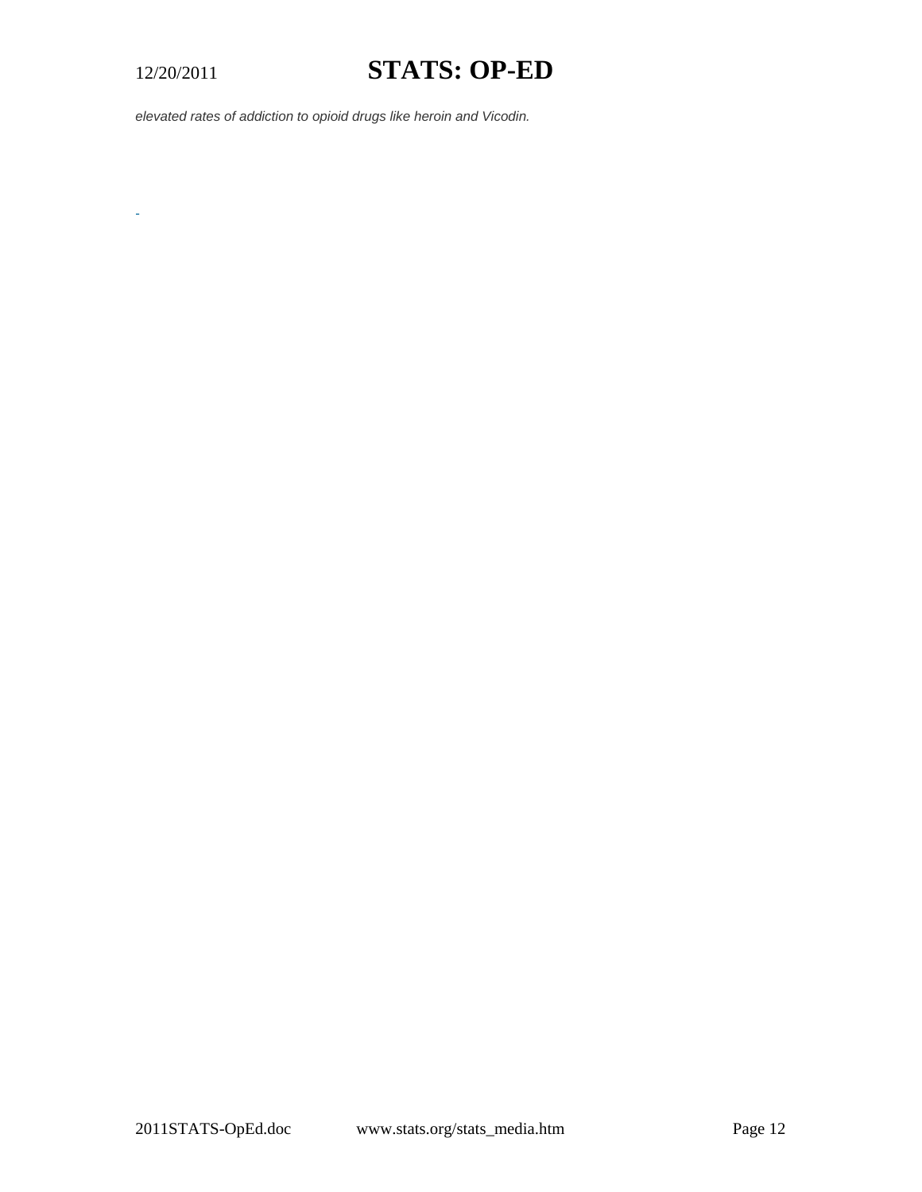*elevated rates of addiction to opioid drugs like heroin and Vicodin.*

-